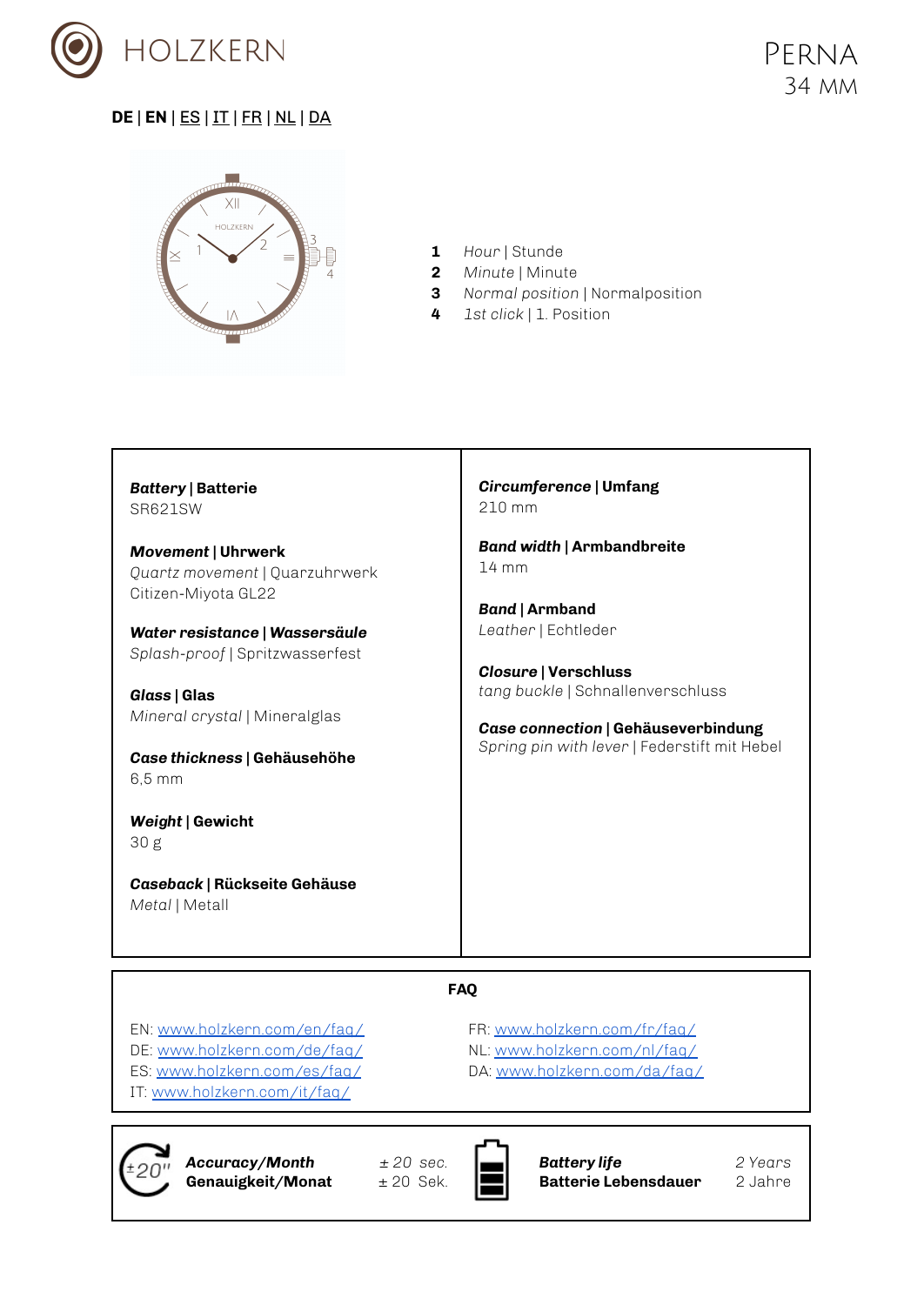# HOLZKERN

## PERNA
34 MM

**DE** | **EN** | ES | IT | FR | NL | DA

1 *Hour* | Stunde
2 *Minute* | Minute
3 *Normal position* | Normalposition
4 *1st click* | 1. Position

| | |
|---|---|
| ***Battery*** **\| Batterie**<br>SR621SW<br><br>***Movement*** **\| Uhrwerk**<br>*Quartz movement* \| Quarzuhrwerk<br>Citizen-Miyota GL22<br><br>***Water resistance*** **\|** ***Wassersäule***<br>*Splash-proof* \| Spritzwasserfest<br><br>***Glass*** **\| Glas**<br>*Mineral crystal* \| Mineralglas<br><br>***Case thickness*** **\| Gehäusehöhe**<br>6,5 mm<br><br>***Weight*** **\| Gewicht**<br>30 g<br><br>***Caseback*** **\| Rückseite Gehäuse**<br>*Metal* \| Metall | ***Circumference*** **\| Umfang**<br>210 mm<br><br>***Band width*** **\| Armbandbreite**<br>14 mm<br><br>***Band*** **\| Armband**<br>*Leather* \| Echtleder<br><br>***Closure*** **\| Verschluss**<br>*tang buckle* \| Schnallenverschluss<br><br>***Case connection*** **\| Gehäuseverbindung**<br>*Spring pin with lever* \| Federstift mit Hebel |

**FAQ**

EN: www.holzkern.com/en/faq/
DE: www.holzkern.com/de/faq/
ES: www.holzkern.com/es/faq/
IT: www.holzkern.com/it/faq/
FR: www.holzkern.com/fr/faq/
NL: www.holzkern.com/nl/faq/
DA: www.holzkern.com/da/faq/

| | | | |
|---|---|---|---|
| ***Accuracy/Month***<br>**Genauigkeit/Monat** | *± 20 sec.*<br>± 20 Sek. | ***Battery life***<br>**Batterie Lebensdauer** | *2 Years*<br>2 Jahre |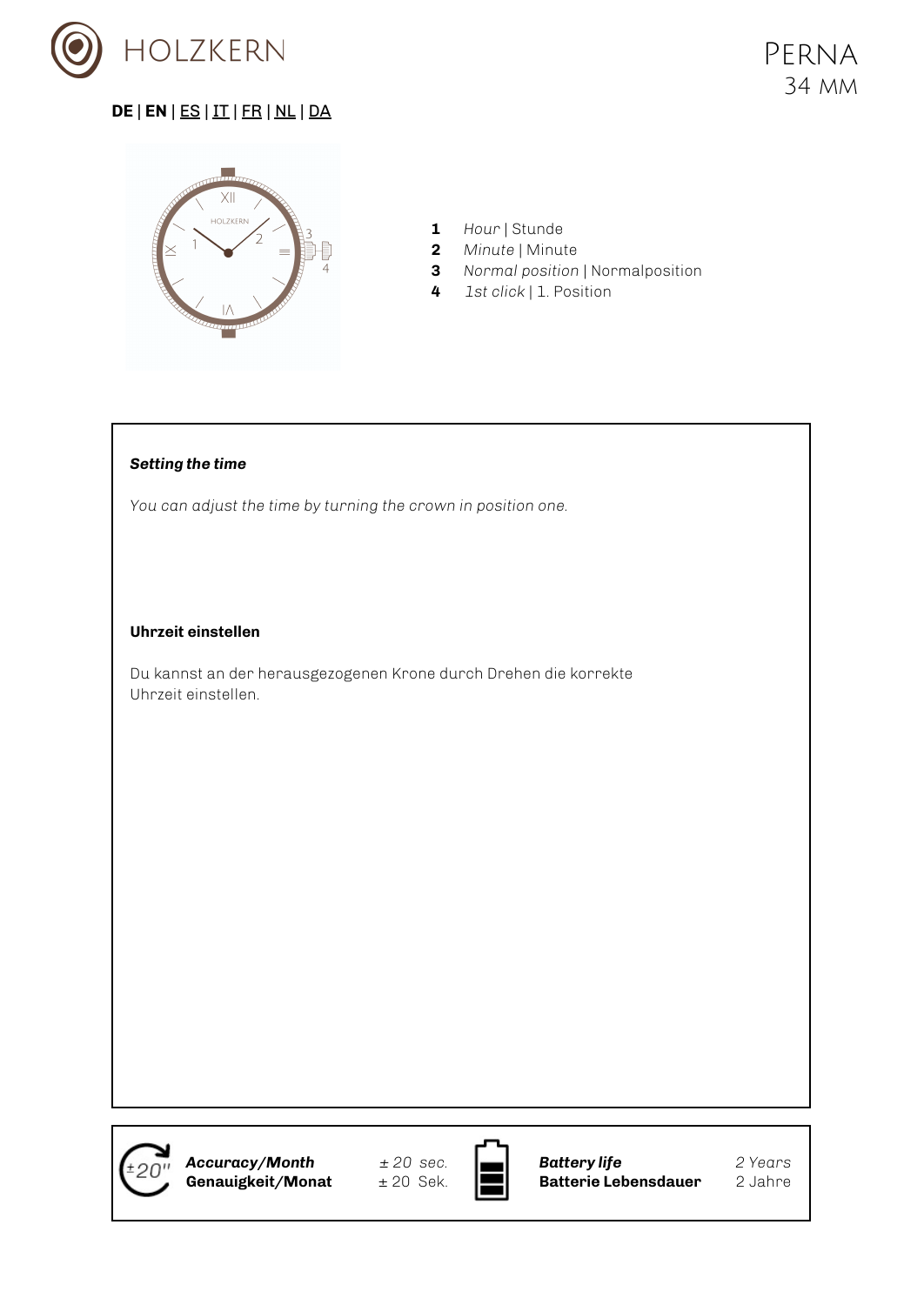HOLZKERN

# Perna
34 mm

**DE** | **EN** | ES | IT | FR | NL | DA

1. *Hour* | Stunde
2. *Minute* | Minute
3. *Normal position* | Normalposition
4. *1st click* | 1. Position

***Setting the time***

*You can adjust the time by turning the crown in position one.*

**Uhrzeit einstellen**

Du kannst an der herausgezogenen Krone durch Drehen die korrekte Uhrzeit einstellen.

| | | | |
|---|---|---|---|
| ***Accuracy/Month*** **Genauigkeit/Monat** | *± 20 sec.* ± 20 Sek. | ***Battery life*** **Batterie Lebensdauer** | *2 Years* 2 Jahre |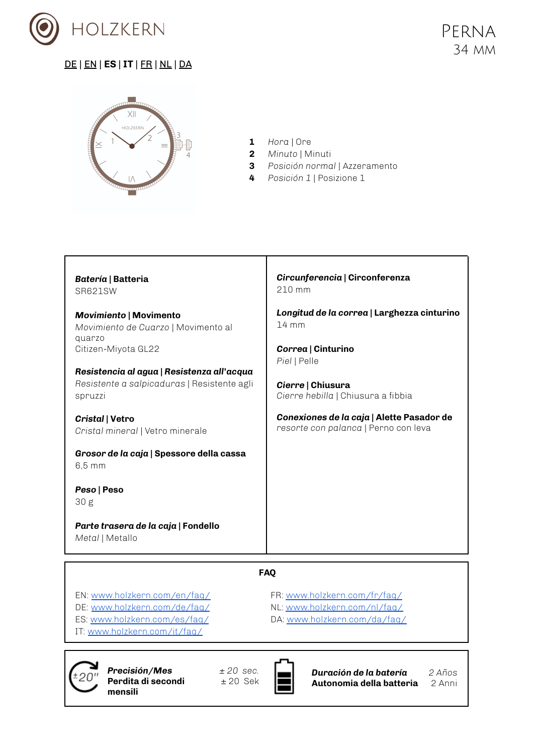HOLZKERN

# PERNA
34 MM

DE | EN | **ES** | **IT** | FR | NL | DA

1. *Hora* | Ore
2. *Minuto* | Minuti
3. *Posición normal* | Azzeramento
4. *Posición 1* | Posizione 1

***Batería* | Batteria**
SR621SW

***Movimiento* | Movimento**
*Movimiento de Cuarzo* | Movimento al quarzo
Citizen-Miyota GL22

***Resistencia al agua* | *Resistenza all'acqua***
*Resistente a salpicaduras* | Resistente agli spruzzi

***Cristal* | Vetro**
*Cristal mineral* | Vetro minerale

***Grosor de la caja* | Spessore della cassa**
6,5 mm

***Peso* | Peso**
30 g

***Parte trasera de la caja* | Fondello**
*Metal* | Metallo

***Circunferencia* | Circonferenza**
210 mm

***Longitud de la correa* | Larghezza cinturino**
14 mm

***Correa* | Cinturino**
*Piel* | Pelle

***Cierre* | Chiusura**
*Cierre hebilla* | Chiusura a fibbia

***Conexiones de la caja* | Alette Pasador de**
*resorte con palanca* | Perno con leva

**FAQ**

EN: www.holzkern.com/en/faq/
DE: www.holzkern.com/de/faq/
ES: www.holzkern.com/es/faq/
IT: www.holzkern.com/it/faq/
FR: www.holzkern.com/fr/faq/
NL: www.holzkern.com/nl/faq/
DA: www.holzkern.com/da/faq/

±20"

***Precisión/Mes***
**Perdita di secondi mensili**
*± 20 sec.*
± 20 Sek

***Duración de la batería***
**Autonomia della batteria**
*2 Años*
2 Anni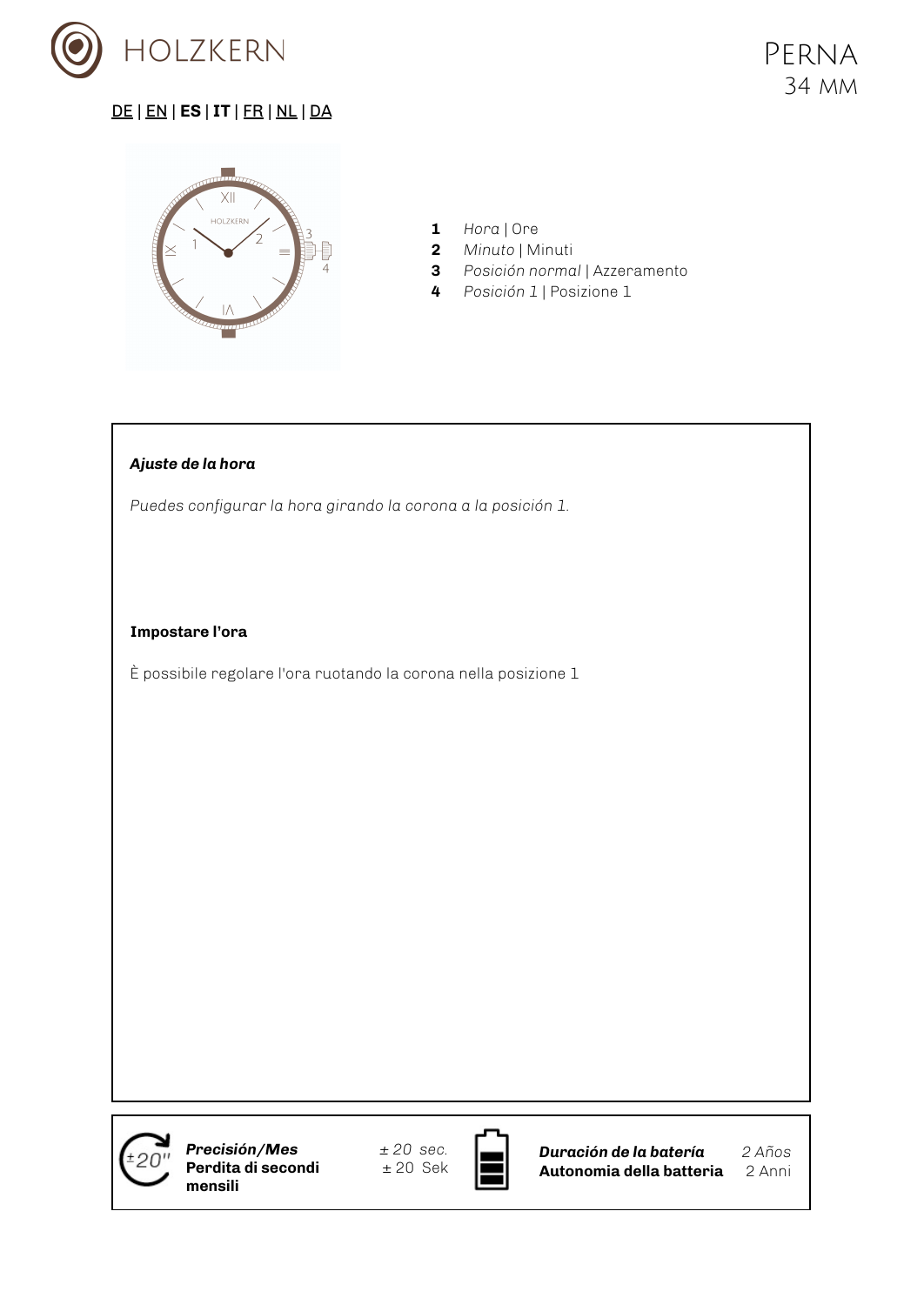# HOLZKERN

**Perna**
34 mm

DE | EN | **ES** | **IT** | FR | NL | DA

**1** *Hora* | Ore
**2** *Minuto* | Minuti
**3** *Posición normal* | Azzeramento
**4** *Posición 1* | Posizione 1

***Ajuste de la hora***

*Puedes configurar la hora girando la corona a la posición 1.*

**Impostare l'ora**

È possibile regolare l'ora ruotando la corona nella posizione 1

| | | | |
|---|---|---|---|
| ***Precisión/Mes*** **Perdita di secondi mensili** | *± 20 sec.* ± 20 Sek | ***Duración de la batería*** **Autonomia della batteria** | *2 Años* 2 Anni |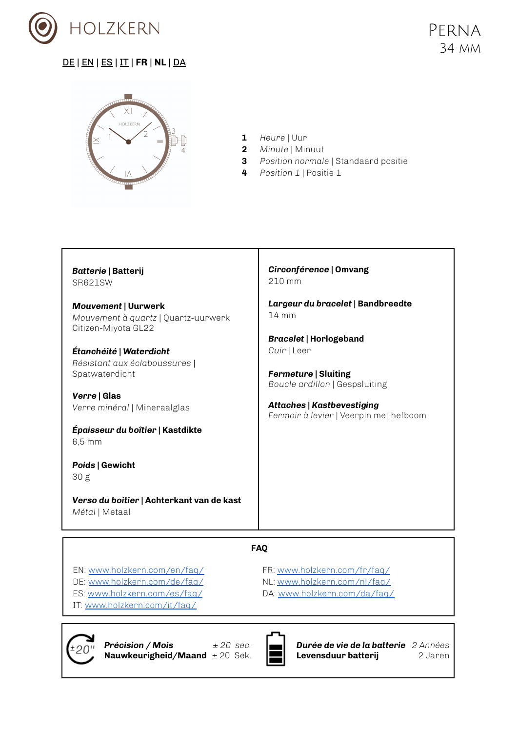# HOLZKERN

**PERNA**
34 MM

DE | EN | ES | IT | **FR** | **NL** | DA

1. *Heure* | Uur
2. *Minute* | Minuut
3. *Position normale* | Standaard positie
4. *Position 1* | Positie 1

| | |
|---|---|
| ***Batterie* \| Batterij**<br>SR621SW | ***Circonférence* \| Omvang**<br>210 mm |
| ***Mouvement* \| Uurwerk**<br>*Mouvement à quartz* \| Quartz-uurwerk<br>Citizen-Miyota GL22 | ***Largeur du bracelet* \| Bandbreedte**<br>14 mm |
| ***Étanchéité* \| *Waterdicht***<br>*Résistant aux éclaboussures* \| Spatwaterdicht | ***Bracelet* \| Horlogeband**<br>*Cuir* \| Leer |
| ***Verre* \| Glas**<br>*Verre minéral* \| Mineraalglas | ***Fermeture* \| Sluiting**<br>*Boucle ardillon* \| Gespsluiting |
| ***Épaisseur du boîtier* \| Kastdikte**<br>6,5 mm | ***Attaches* \| *Kastbevestiging***<br>*Fermoir à levier* \| Veerpin met hefboom |
| ***Poids* \| Gewicht**<br>30 g | |
| ***Verso du boitier* \| Achterkant van de kast**<br>*Métal* \| Metaal | |

**FAQ**

EN: www.holzkern.com/en/faq/
DE: www.holzkern.com/de/faq/
ES: www.holzkern.com/es/faq/
IT: www.holzkern.com/it/faq/
FR: www.holzkern.com/fr/faq/
NL: www.holzkern.com/nl/faq/
DA: www.holzkern.com/da/faq/

| | | | |
|---|---|---|---|
| ***Précision / Mois*** | *± 20 sec.* | ***Durée de vie de la batterie*** | *2 Années* |
| **Nauwkeurigheid/Maand** | ± 20 Sek. | **Levensduur batterij** | 2 Jaren |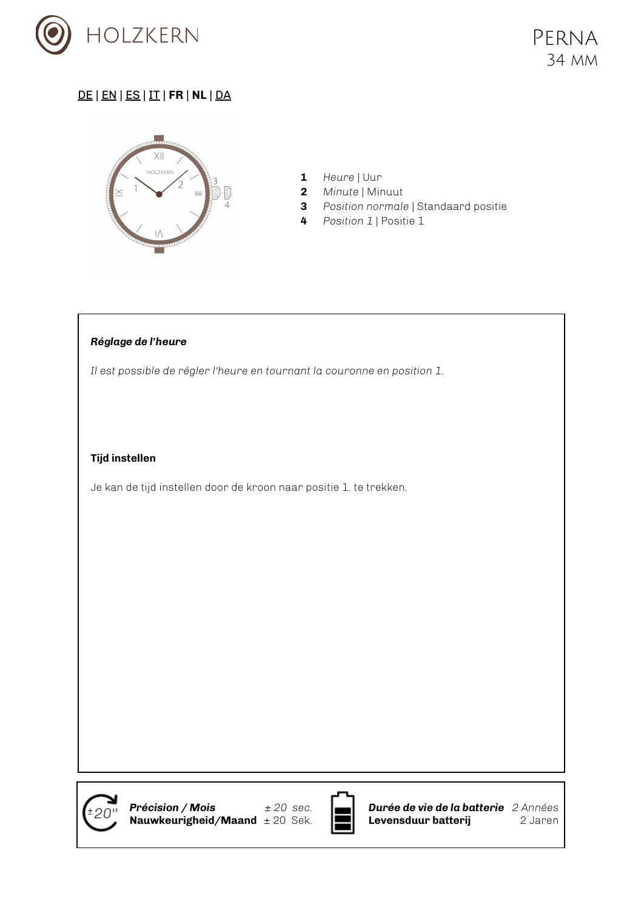# Perna
34 mm

DE | EN | ES | IT | **FR** | **NL** | DA

**1** *Heure* | Uur
**2** *Minute* | Minuut
**3** *Position normale* | Standaard positie
**4** *Position 1* | Positie 1

***Réglage de l'heure***

*Il est possible de régler l'heure en tournant la couronne en position 1.*

**Tijd instellen**

Je kan de tijd instellen door de kroon naar positie 1. te trekken.

***Précision / Mois*** *± 20 sec.*
**Nauwkeurigheid/Maand** ± 20 Sek.

***Durée de vie de la batterie*** *2 Années*
**Levensduur batterij** 2 Jaren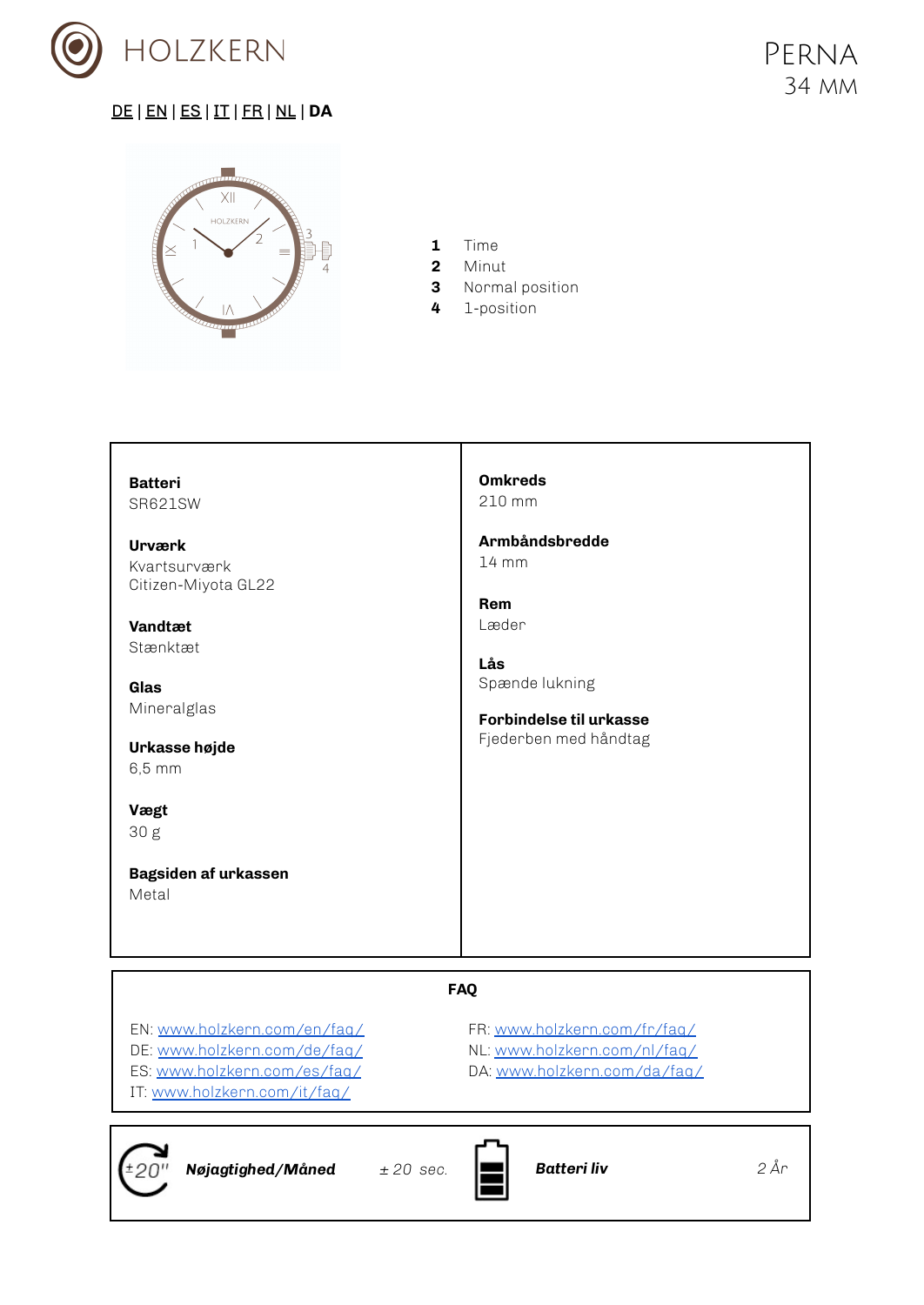HOLZKERN

# Perna
34 mm

DE | EN | ES | IT | FR | NL | **DA**

**1** Time
**2** Minut
**3** Normal position
**4** 1-position

| | |
|---|---|
| **Batteri**<br>SR621SW | **Omkreds**<br>210 mm |
| **Urværk**<br>Kvartsurværk<br>Citizen-Miyota GL22 | **Armbåndsbredde**<br>14 mm |
| **Vandtæt**<br>Stænktæt | **Rem**<br>Læder |
| **Glas**<br>Mineralglas | **Lås**<br>Spænde lukning |
| **Urkasse højde**<br>6,5 mm | **Forbindelse til urkasse**<br>Fjederben med håndtag |
| **Vægt**<br>30 g | |
| **Bagsiden af urkassen**<br>Metal | |

**FAQ**

EN: www.holzkern.com/en/faq/
DE: www.holzkern.com/de/faq/
ES: www.holzkern.com/es/faq/
IT: www.holzkern.com/it/faq/
FR: www.holzkern.com/fr/faq/
NL: www.holzkern.com/nl/faq/
DA: www.holzkern.com/da/faq/

| ±20" ***Nøjagtighed/Måned*** | *± 20 sec.* | ***Batteri liv*** | *2 År* |
|---|---|---|---|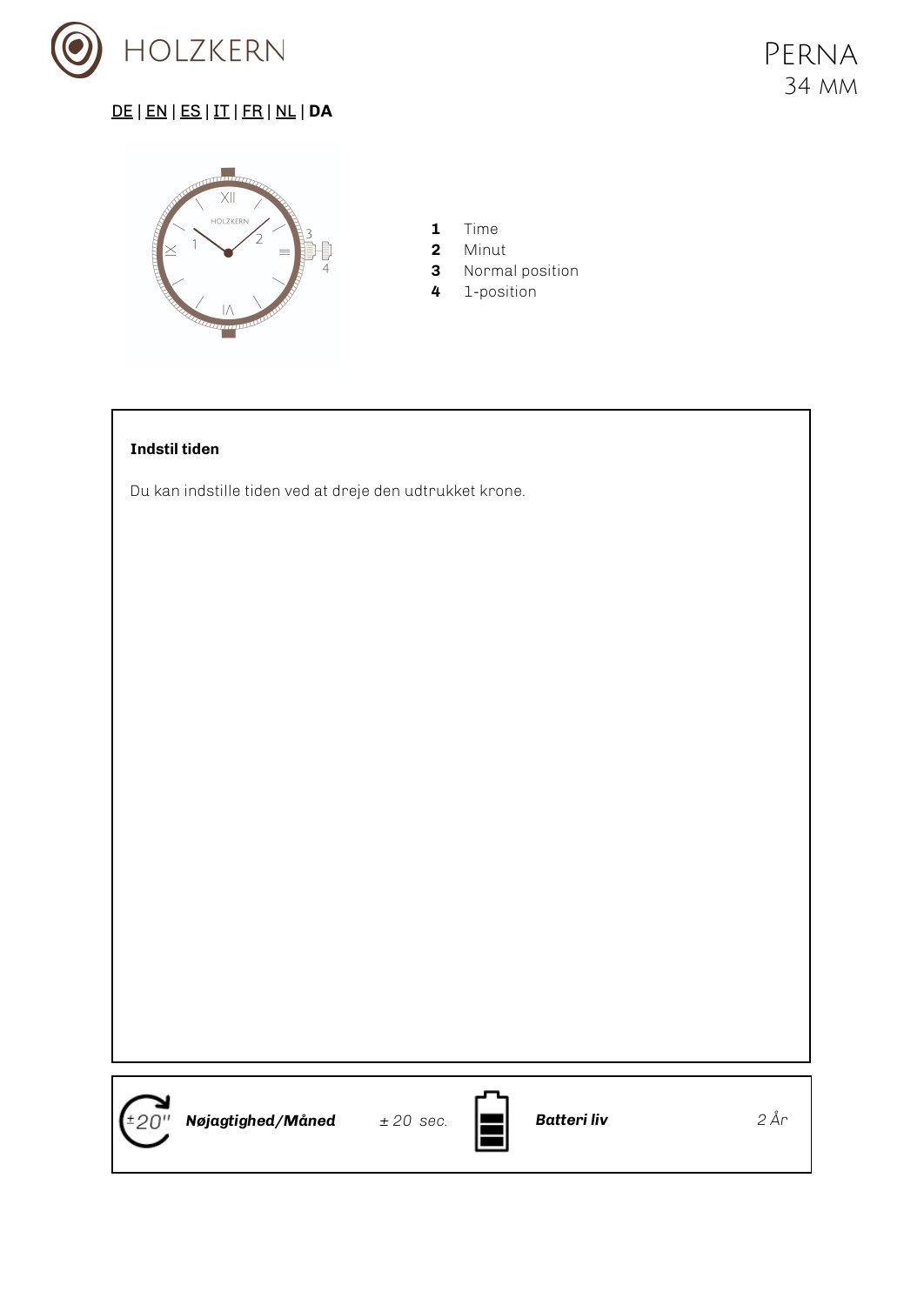HOLZKERN

# Perna
34 mm

DE | EN | ES | IT | FR | NL | **DA**

XII
HOLZKERN
1
2
3
4
IX
III
VI

**1** Time
**2** Minut
**3** Normal position
**4** 1-position

**Indstil tiden**

Du kan indstille tiden ved at dreje den udtrukket krone.

±20" ***Nøjagtighed/Måned*** *± 20 sec.* ***Batteri liv*** *2 År*